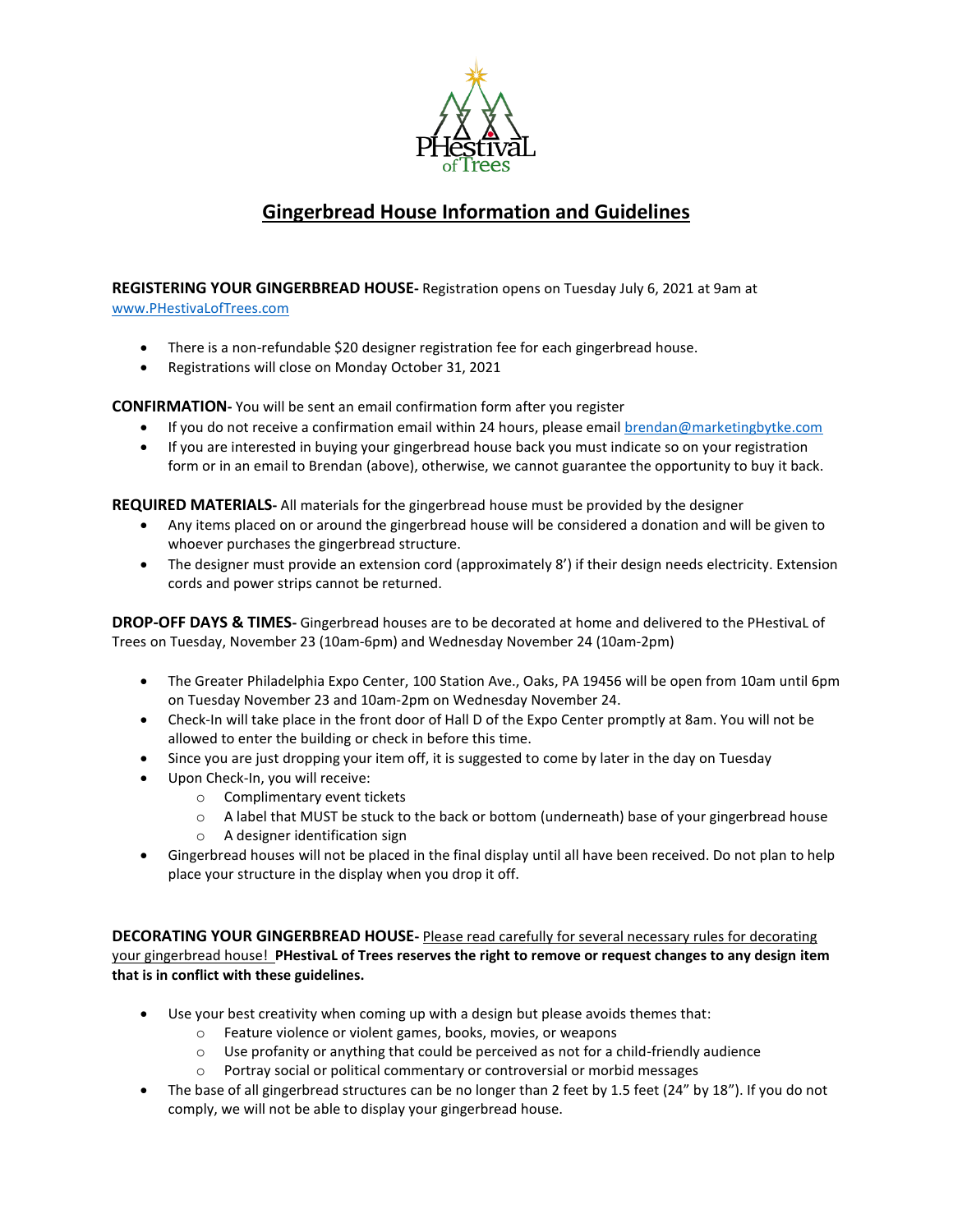PHestivaL of Trees

# Gingerbread House Information and Guidelines

**REGISTERING YOUR GINGERBREAD HOUSE-** Registration opens on Tuesday July 6, 2021 at 9am at www.PHestivaLofTrees.com

- There is a non-refundable $20 designer registration fee for each gingerbread house.
- Registrations will close on Monday October 31, 2021

**CONFIRMATION-** You will be sent an email confirmation form after you register

- If you do not receive a confirmation email within 24 hours, please email brendan@marketingbytke.com
- If you are interested in buying your gingerbread house back you must indicate so on your registration form or in an email to Brendan (above), otherwise, we cannot guarantee the opportunity to buy it back.

**REQUIRED MATERIALS-** All materials for the gingerbread house must be provided by the designer

- Any items placed on or around the gingerbread house will be considered a donation and will be given to whoever purchases the gingerbread structure.
- The designer must provide an extension cord (approximately 8') if their design needs electricity. Extension cords and power strips cannot be returned.

**DROP-OFF DAYS & TIMES-** Gingerbread houses are to be decorated at home and delivered to the PHestivaL of Trees on Tuesday, November 23 (10am-6pm) and Wednesday November 24 (10am-2pm)

- The Greater Philadelphia Expo Center, 100 Station Ave., Oaks, PA 19456 will be open from 10am until 6pm on Tuesday November 23 and 10am-2pm on Wednesday November 24.
- Check-In will take place in the front door of Hall D of the Expo Center promptly at 8am. You will not be allowed to enter the building or check in before this time.
- Since you are just dropping your item off, it is suggested to come by later in the day on Tuesday
- Upon Check-In, you will receive:
  - Complimentary event tickets
  - A label that MUST be stuck to the back or bottom (underneath) base of your gingerbread house
  - A designer identification sign
- Gingerbread houses will not be placed in the final display until all have been received. Do not plan to help place your structure in the display when you drop it off.

**DECORATING YOUR GINGERBREAD HOUSE-** Please read carefully for several necessary rules for decorating your gingerbread house! **PHestivaL of Trees reserves the right to remove or request changes to any design item that is in conflict with these guidelines.**

- Use your best creativity when coming up with a design but please avoids themes that:
  - Feature violence or violent games, books, movies, or weapons
  - Use profanity or anything that could be perceived as not for a child-friendly audience
  - Portray social or political commentary or controversial or morbid messages
- The base of all gingerbread structures can be no longer than 2 feet by 1.5 feet (24" by 18"). If you do not comply, we will not be able to display your gingerbread house.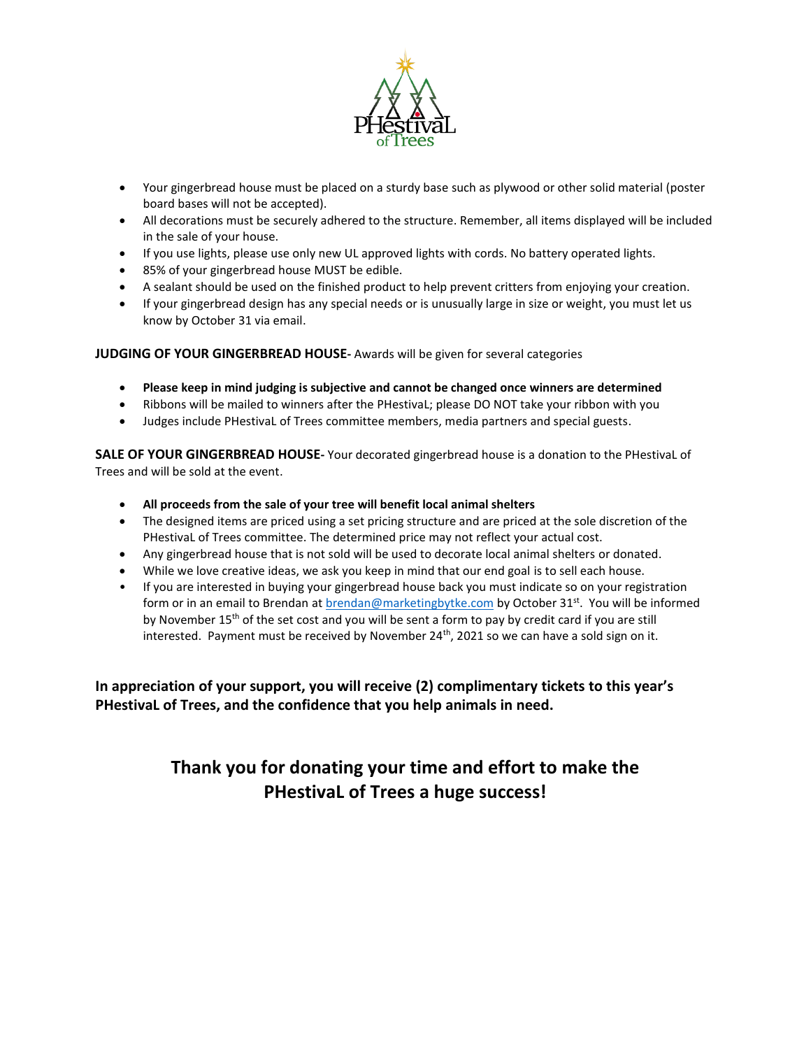- Your gingerbread house must be placed on a sturdy base such as plywood or other solid material (poster board bases will not be accepted).
- All decorations must be securely adhered to the structure. Remember, all items displayed will be included in the sale of your house.
- If you use lights, please use only new UL approved lights with cords. No battery operated lights.
- 85% of your gingerbread house MUST be edible.
- A sealant should be used on the finished product to help prevent critters from enjoying your creation.
- If your gingerbread design has any special needs or is unusually large in size or weight, you must let us know by October 31 via email.

**JUDGING OF YOUR GINGERBREAD HOUSE-** Awards will be given for several categories

- **Please keep in mind judging is subjective and cannot be changed once winners are determined**
- Ribbons will be mailed to winners after the PHestivaL; please DO NOT take your ribbon with you
- Judges include PHestivaL of Trees committee members, media partners and special guests.

**SALE OF YOUR GINGERBREAD HOUSE-** Your decorated gingerbread house is a donation to the PHestivaL of Trees and will be sold at the event.

- **All proceeds from the sale of your tree will benefit local animal shelters**
- The designed items are priced using a set pricing structure and are priced at the sole discretion of the PHestivaL of Trees committee. The determined price may not reflect your actual cost.
- Any gingerbread house that is not sold will be used to decorate local animal shelters or donated.
- While we love creative ideas, we ask you keep in mind that our end goal is to sell each house.
- If you are interested in buying your gingerbread house back you must indicate so on your registration form or in an email to Brendan at brendan@marketingbytke.com by October 31st. You will be informed by November 15th of the set cost and you will be sent a form to pay by credit card if you are still interested. Payment must be received by November 24th, 2021 so we can have a sold sign on it.

**In appreciation of your support, you will receive (2) complimentary tickets to this year's PHestivaL of Trees, and the confidence that you help animals in need.**

## Thank you for donating your time and effort to make the PHestivaL of Trees a huge success!